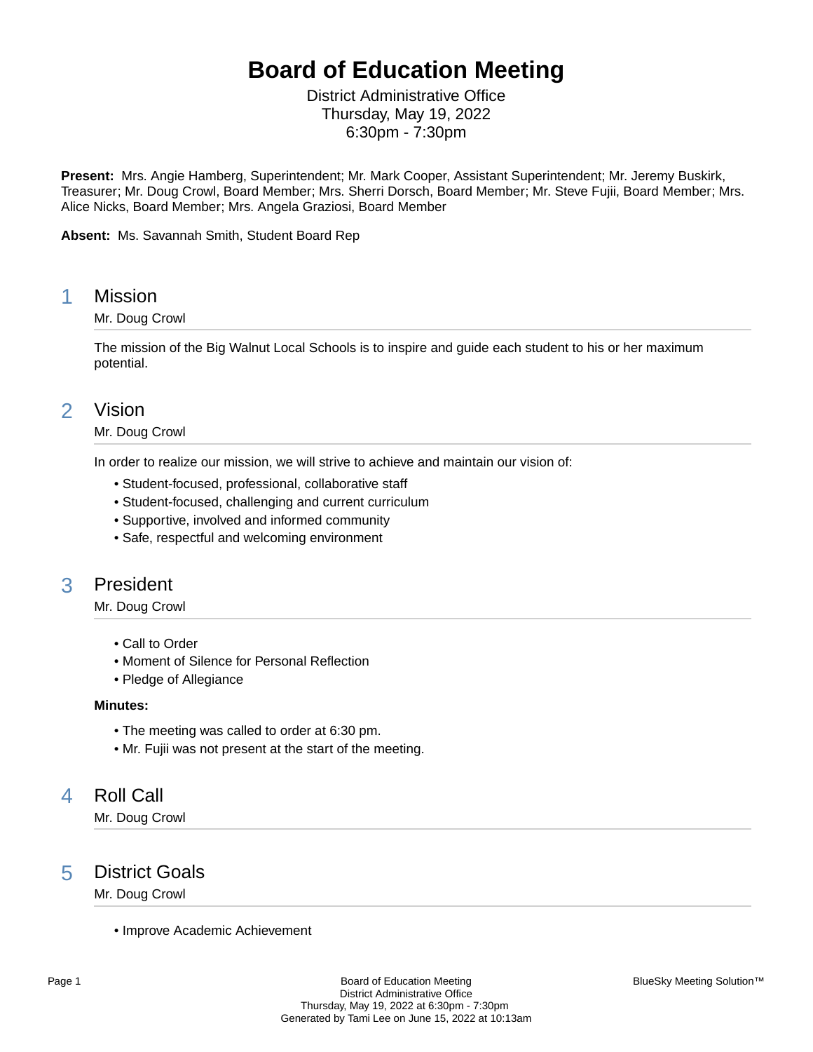# Board of Education Meeting

District Administrative Office
Thursday, May 19, 2022
6:30pm - 7:30pm

**Present:** Mrs. Angie Hamberg, Superintendent; Mr. Mark Cooper, Assistant Superintendent; Mr. Jeremy Buskirk, Treasurer; Mr. Doug Crowl, Board Member; Mrs. Sherri Dorsch, Board Member; Mr. Steve Fujii, Board Member; Mrs. Alice Nicks, Board Member; Mrs. Angela Graziosi, Board Member

**Absent:** Ms. Savannah Smith, Student Board Rep

## 1 Mission

Mr. Doug Crowl

The mission of the Big Walnut Local Schools is to inspire and guide each student to his or her maximum potential.

## 2 Vision

Mr. Doug Crowl

In order to realize our mission, we will strive to achieve and maintain our vision of:

- Student-focused, professional, collaborative staff
- Student-focused, challenging and current curriculum
- Supportive, involved and informed community
- Safe, respectful and welcoming environment

## 3 President

Mr. Doug Crowl

- Call to Order
- Moment of Silence for Personal Reflection
- Pledge of Allegiance

**Minutes:**

- The meeting was called to order at 6:30 pm.
- Mr. Fujii was not present at the start of the meeting.

## 4 Roll Call

Mr. Doug Crowl

## 5 District Goals

Mr. Doug Crowl

- Improve Academic Achievement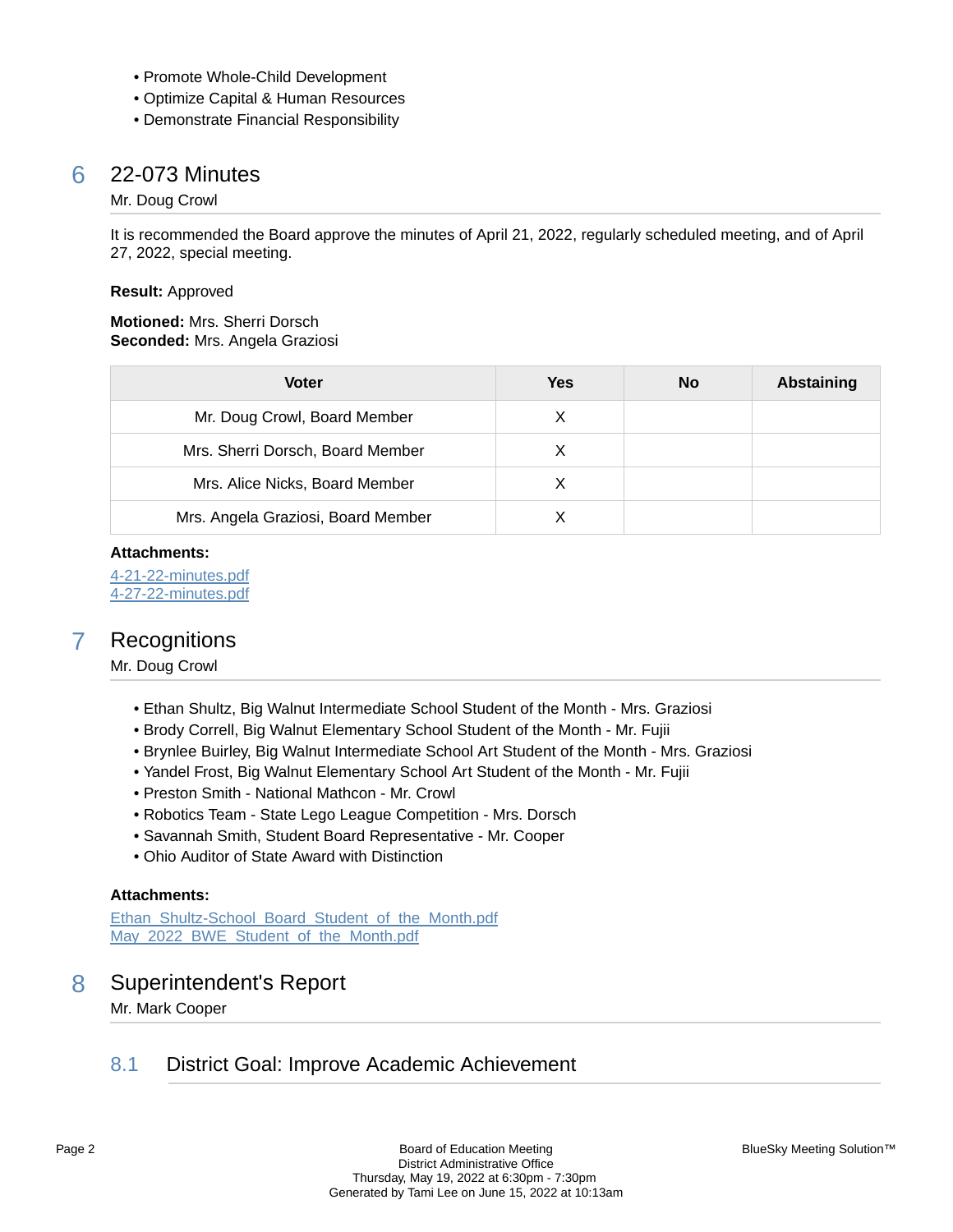- Promote Whole-Child Development
- Optimize Capital & Human Resources
- Demonstrate Financial Responsibility

## 6 22-073 Minutes

Mr. Doug Crowl

It is recommended the Board approve the minutes of April 21, 2022, regularly scheduled meeting, and of April 27, 2022, special meeting.

**Result:** Approved

**Motioned:** Mrs. Sherri Dorsch
**Seconded:** Mrs. Angela Graziosi

| Voter | Yes | No | Abstaining |
|---|---|---|---|
| Mr. Doug Crowl, Board Member | X | | |
| Mrs. Sherri Dorsch, Board Member | X | | |
| Mrs. Alice Nicks, Board Member | X | | |
| Mrs. Angela Graziosi, Board Member | X | | |

**Attachments:**
4-21-22-minutes.pdf
4-27-22-minutes.pdf

## 7 Recognitions

Mr. Doug Crowl

- Ethan Shultz, Big Walnut Intermediate School Student of the Month - Mrs. Graziosi
- Brody Correll, Big Walnut Elementary School Student of the Month - Mr. Fujii
- Brynlee Buirley, Big Walnut Intermediate School Art Student of the Month - Mrs. Graziosi
- Yandel Frost, Big Walnut Elementary School Art Student of the Month - Mr. Fujii
- Preston Smith - National Mathcon - Mr. Crowl
- Robotics Team - State Lego League Competition - Mrs. Dorsch
- Savannah Smith, Student Board Representative - Mr. Cooper
- Ohio Auditor of State Award with Distinction

**Attachments:**
Ethan_Shultz-School_Board_Student_of_the_Month.pdf
May_2022_BWE_Student_of_the_Month.pdf

## 8 Superintendent's Report

Mr. Mark Cooper

### 8.1 District Goal: Improve Academic Achievement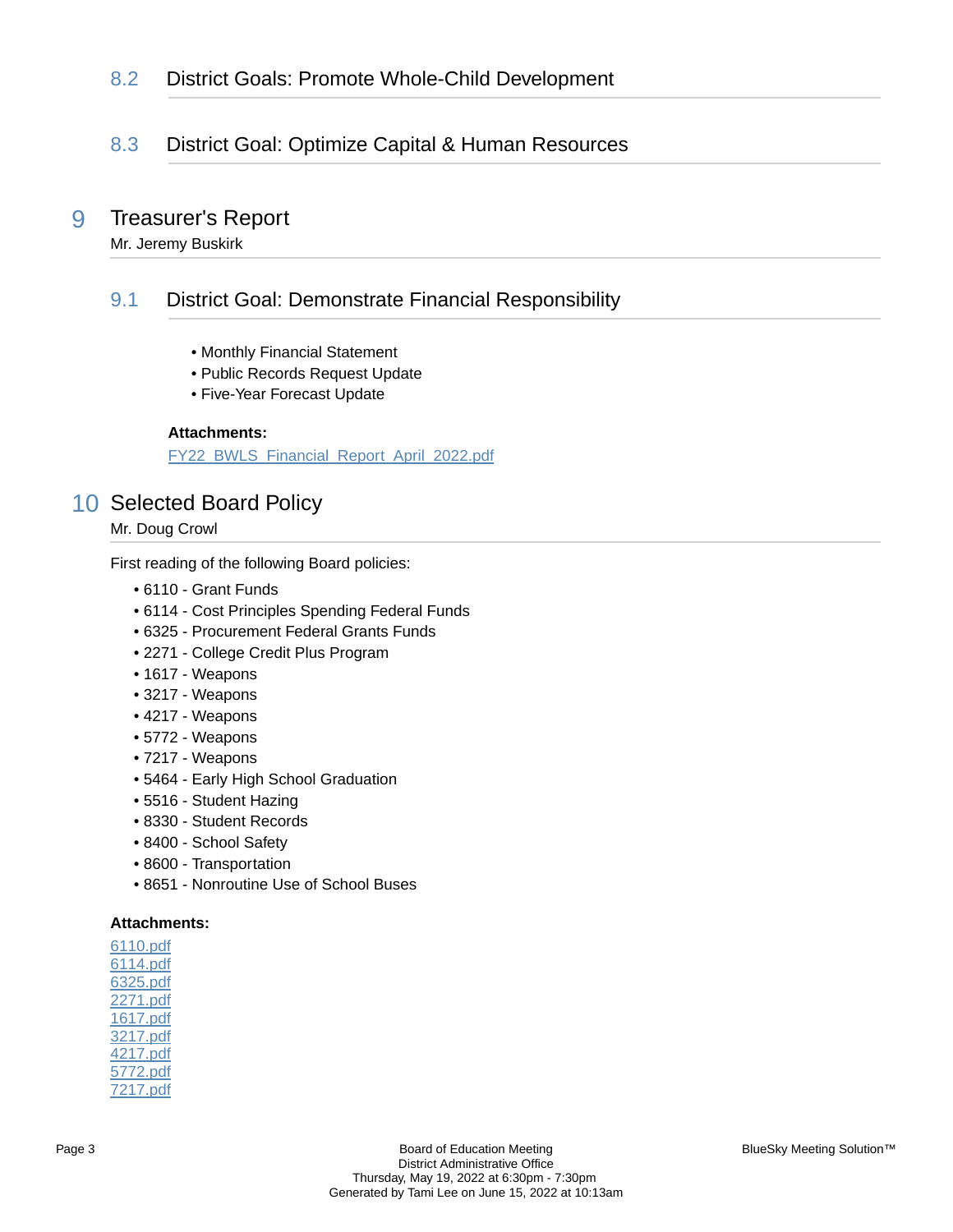### 8.2 District Goals: Promote Whole-Child Development

### 8.3 District Goal: Optimize Capital & Human Resources

## 9 Treasurer's Report

Mr. Jeremy Buskirk

### 9.1 District Goal: Demonstrate Financial Responsibility

- Monthly Financial Statement
- Public Records Request Update
- Five-Year Forecast Update

**Attachments:**

FY22_BWLS_Financial_Report_April_2022.pdf

## 10 Selected Board Policy

Mr. Doug Crowl

First reading of the following Board policies:

- 6110 - Grant Funds
- 6114 - Cost Principles Spending Federal Funds
- 6325 - Procurement Federal Grants Funds
- 2271 - College Credit Plus Program
- 1617 - Weapons
- 3217 - Weapons
- 4217 - Weapons
- 5772 - Weapons
- 7217 - Weapons
- 5464 - Early High School Graduation
- 5516 - Student Hazing
- 8330 - Student Records
- 8400 - School Safety
- 8600 - Transportation
- 8651 - Nonroutine Use of School Buses

**Attachments:**

6110.pdf
6114.pdf
6325.pdf
2271.pdf
1617.pdf
3217.pdf
4217.pdf
5772.pdf
7217.pdf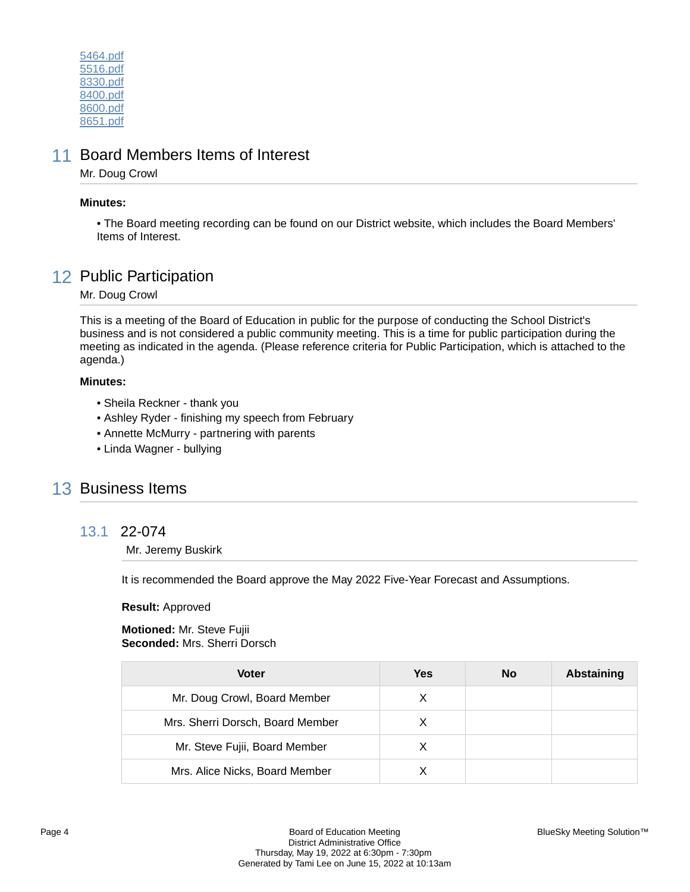[5464.pdf](5464.pdf)
[5516.pdf](5516.pdf)
[8330.pdf](8330.pdf)
[8400.pdf](8400.pdf)
[8600.pdf](8600.pdf)
[8651.pdf](8651.pdf)

## 11 Board Members Items of Interest

Mr. Doug Crowl

**Minutes:**

- The Board meeting recording can be found on our District website, which includes the Board Members' Items of Interest.

## 12 Public Participation

Mr. Doug Crowl

This is a meeting of the Board of Education in public for the purpose of conducting the School District's business and is not considered a public community meeting. This is a time for public participation during the meeting as indicated in the agenda. (Please reference criteria for Public Participation, which is attached to the agenda.)

**Minutes:**

- Sheila Reckner - thank you
- Ashley Ryder - finishing my speech from February
- Annette McMurry - partnering with parents
- Linda Wagner - bullying

## 13 Business Items

### 13.1 22-074

Mr. Jeremy Buskirk

It is recommended the Board approve the May 2022 Five-Year Forecast and Assumptions.

**Result:** Approved

**Motioned:** Mr. Steve Fujii
**Seconded:** Mrs. Sherri Dorsch

| Voter | Yes | No | Abstaining |
|---|---|---|---|
| Mr. Doug Crowl, Board Member | X | | |
| Mrs. Sherri Dorsch, Board Member | X | | |
| Mr. Steve Fujii, Board Member | X | | |
| Mrs. Alice Nicks, Board Member | X | | |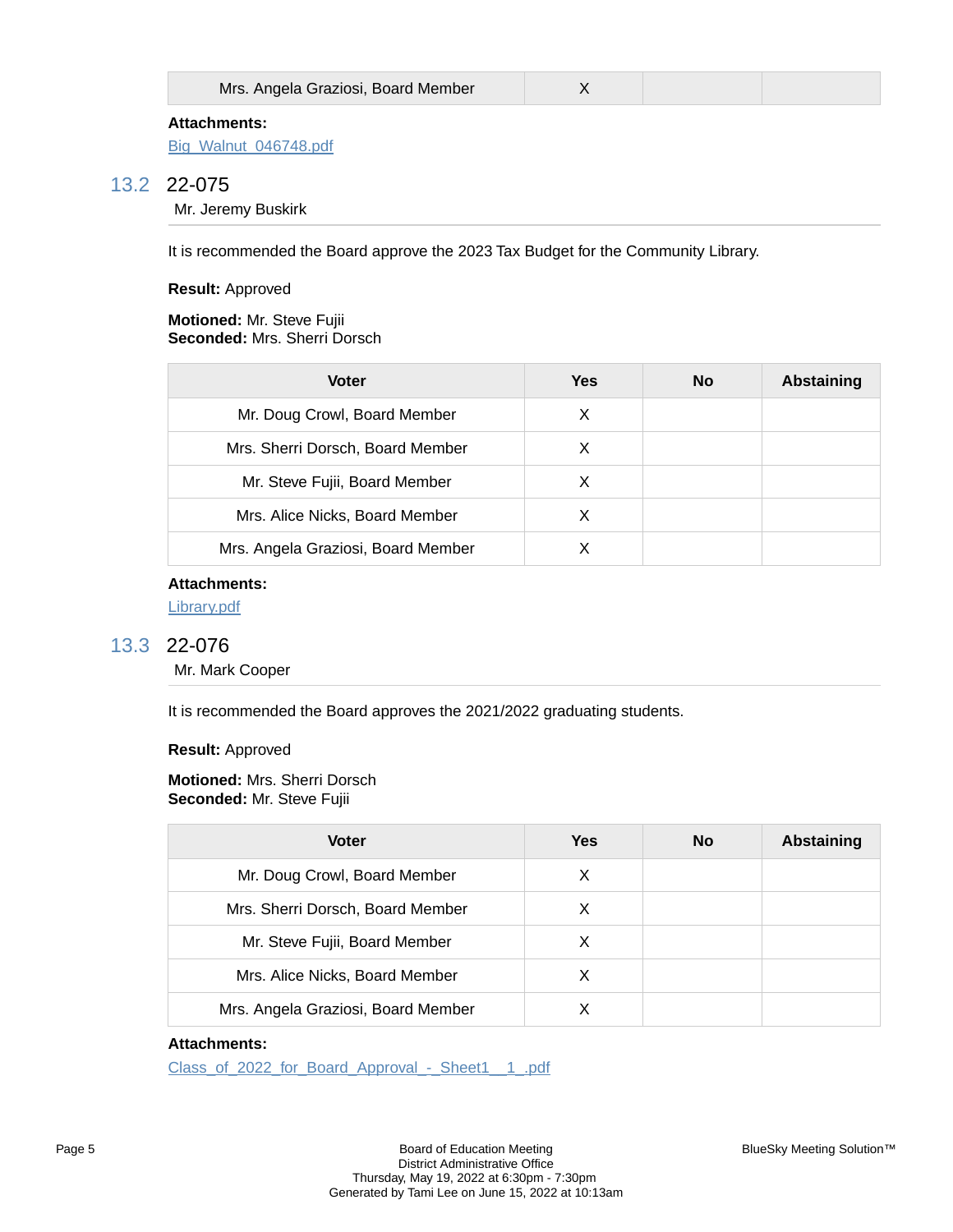| Mrs. Angela Graziosi, Board Member | X | | |
|---|---|---|---|

**Attachments:**

Big_Walnut_046748.pdf

## 13.2 22-075

Mr. Jeremy Buskirk

It is recommended the Board approve the 2023 Tax Budget for the Community Library.

**Result:** Approved

**Motioned:** Mr. Steve Fujii
**Seconded:** Mrs. Sherri Dorsch

| Voter | Yes | No | Abstaining |
|---|---|---|---|
| Mr. Doug Crowl, Board Member | X | | |
| Mrs. Sherri Dorsch, Board Member | X | | |
| Mr. Steve Fujii, Board Member | X | | |
| Mrs. Alice Nicks, Board Member | X | | |
| Mrs. Angela Graziosi, Board Member | X | | |

**Attachments:**

Library.pdf

## 13.3 22-076

Mr. Mark Cooper

It is recommended the Board approves the 2021/2022 graduating students.

**Result:** Approved

**Motioned:** Mrs. Sherri Dorsch
**Seconded:** Mr. Steve Fujii

| Voter | Yes | No | Abstaining |
|---|---|---|---|
| Mr. Doug Crowl, Board Member | X | | |
| Mrs. Sherri Dorsch, Board Member | X | | |
| Mr. Steve Fujii, Board Member | X | | |
| Mrs. Alice Nicks, Board Member | X | | |
| Mrs. Angela Graziosi, Board Member | X | | |

**Attachments:**

Class_of_2022_for_Board_Approval_-_Sheet1__1_.pdf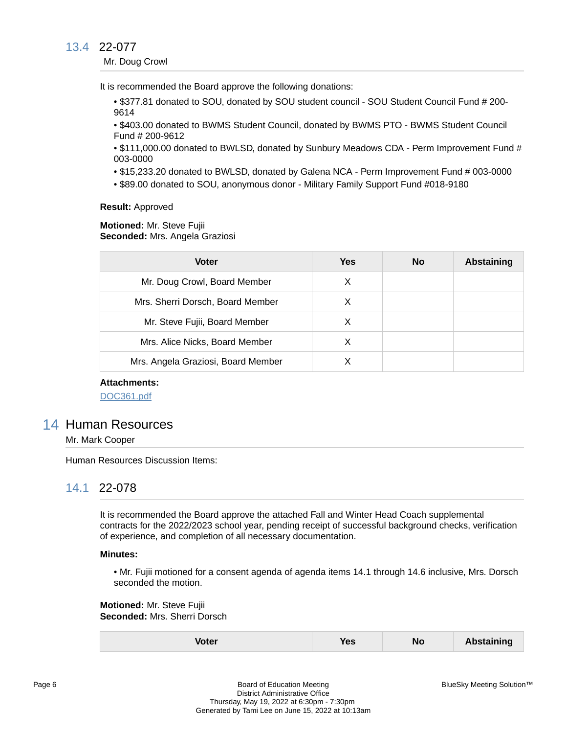### 13.4 22-077

Mr. Doug Crowl

It is recommended the Board approve the following donations:

- $377.81 donated to SOU, donated by SOU student council - SOU Student Council Fund # 200-9614
- $403.00 donated to BWMS Student Council, donated by BWMS PTO - BWMS Student Council Fund # 200-9612
- $111,000.00 donated to BWLSD, donated by Sunbury Meadows CDA - Perm Improvement Fund # 003-0000
- $15,233.20 donated to BWLSD, donated by Galena NCA - Perm Improvement Fund # 003-0000
- $89.00 donated to SOU, anonymous donor - Military Family Support Fund #018-9180

**Result:** Approved

**Motioned:** Mr. Steve Fujii
**Seconded:** Mrs. Angela Graziosi

| Voter | Yes | No | Abstaining |
|---|---|---|---|
| Mr. Doug Crowl, Board Member | X | | |
| Mrs. Sherri Dorsch, Board Member | X | | |
| Mr. Steve Fujii, Board Member | X | | |
| Mrs. Alice Nicks, Board Member | X | | |
| Mrs. Angela Graziosi, Board Member | X | | |

**Attachments:**

DOC361.pdf

## 14 Human Resources

Mr. Mark Cooper

Human Resources Discussion Items:

### 14.1 22-078

It is recommended the Board approve the attached Fall and Winter Head Coach supplemental contracts for the 2022/2023 school year, pending receipt of successful background checks, verification of experience, and completion of all necessary documentation.

**Minutes:**

- Mr. Fujii motioned for a consent agenda of agenda items 14.1 through 14.6 inclusive, Mrs. Dorsch seconded the motion.

**Motioned:** Mr. Steve Fujii
**Seconded:** Mrs. Sherri Dorsch

| Voter | Yes | No | Abstaining |
|---|---|---|---|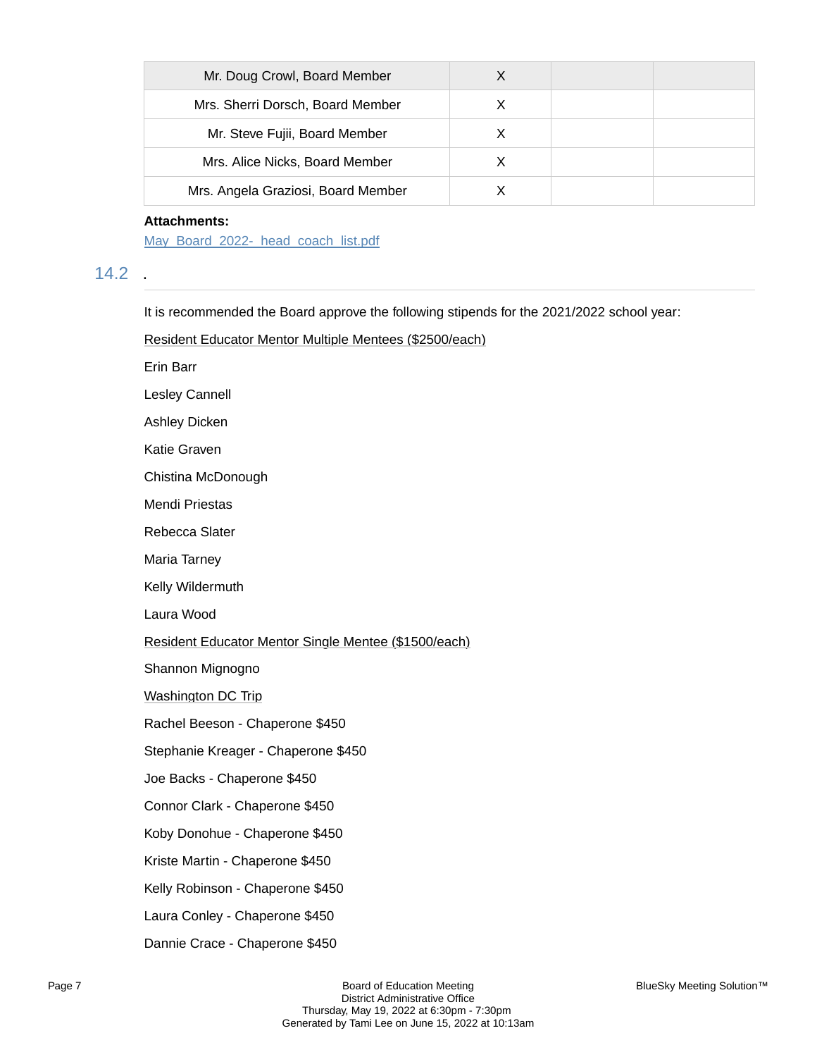| Mr. Doug Crowl, Board Member | X | | |
|---|---|---|---|
| Mrs. Sherri Dorsch, Board Member | X | | |
| Mr. Steve Fujii, Board Member | X | | |
| Mrs. Alice Nicks, Board Member | X | | |
| Mrs. Angela Graziosi, Board Member | X | | |

**Attachments:**

May_Board_2022-_head_coach_list.pdf

## 14.2 .

It is recommended the Board approve the following stipends for the 2021/2022 school year:

Resident Educator Mentor Multiple Mentees ($2500/each)

Erin Barr

Lesley Cannell

Ashley Dicken

Katie Graven

Chistina McDonough

Mendi Priestas

Rebecca Slater

Maria Tarney

Kelly Wildermuth

Laura Wood

Resident Educator Mentor Single Mentee ($1500/each)

Shannon Mignogno

Washington DC Trip

Rachel Beeson - Chaperone $450

Stephanie Kreager - Chaperone $450

Joe Backs - Chaperone $450

Connor Clark - Chaperone $450

Koby Donohue - Chaperone $450

Kriste Martin - Chaperone $450

Kelly Robinson - Chaperone $450

Laura Conley - Chaperone $450

Dannie Crace - Chaperone $450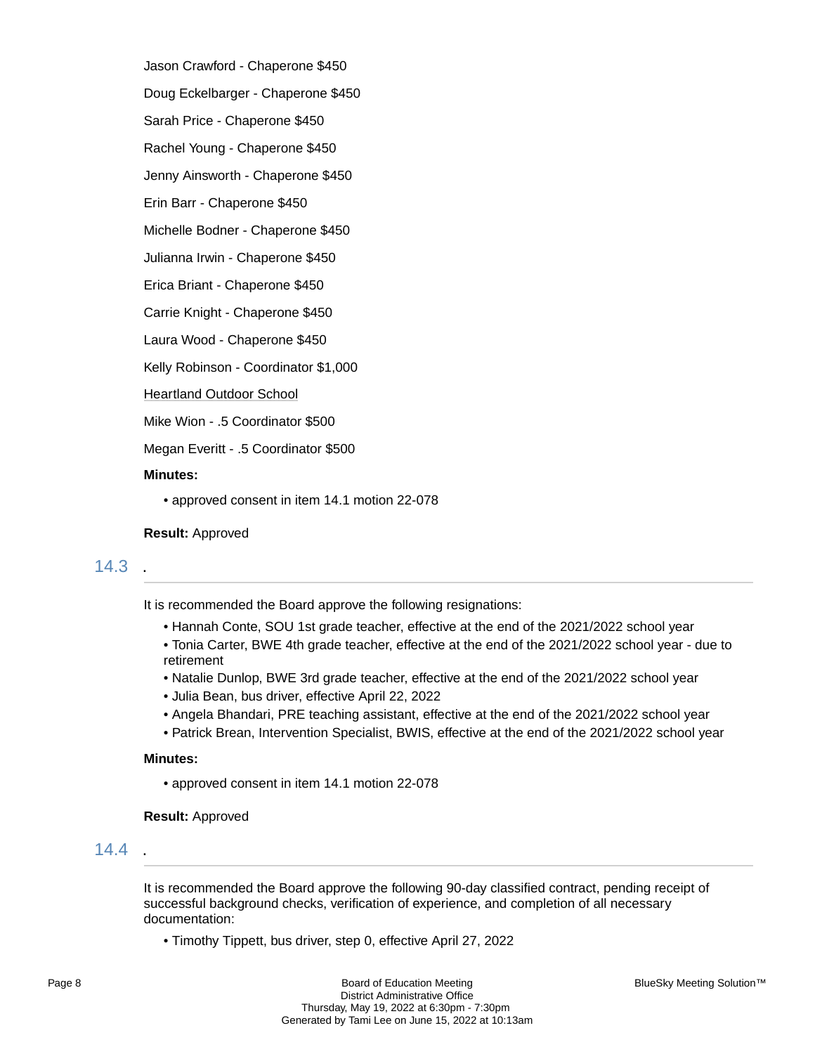Jason Crawford - Chaperone $450

Doug Eckelbarger - Chaperone $450

Sarah Price - Chaperone $450

Rachel Young - Chaperone $450

Jenny Ainsworth - Chaperone $450

Erin Barr - Chaperone $450

Michelle Bodner - Chaperone $450

Julianna Irwin - Chaperone $450

Erica Briant - Chaperone $450

Carrie Knight - Chaperone $450

Laura Wood - Chaperone $450

Kelly Robinson - Coordinator $1,000

<u>Heartland Outdoor School</u>

Mike Wion - .5 Coordinator $500

Megan Everitt - .5 Coordinator $500

**Minutes:**

- approved consent in item 14.1 motion 22-078

**Result:** Approved

## 14.3 .

It is recommended the Board approve the following resignations:

- Hannah Conte, SOU 1st grade teacher, effective at the end of the 2021/2022 school year
- Tonia Carter, BWE 4th grade teacher, effective at the end of the 2021/2022 school year - due to retirement
- Natalie Dunlop, BWE 3rd grade teacher, effective at the end of the 2021/2022 school year
- Julia Bean, bus driver, effective April 22, 2022
- Angela Bhandari, PRE teaching assistant, effective at the end of the 2021/2022 school year
- Patrick Brean, Intervention Specialist, BWIS, effective at the end of the 2021/2022 school year

**Minutes:**

- approved consent in item 14.1 motion 22-078

**Result:** Approved

## 14.4 .

It is recommended the Board approve the following 90-day classified contract, pending receipt of successful background checks, verification of experience, and completion of all necessary documentation:

- Timothy Tippett, bus driver, step 0, effective April 27, 2022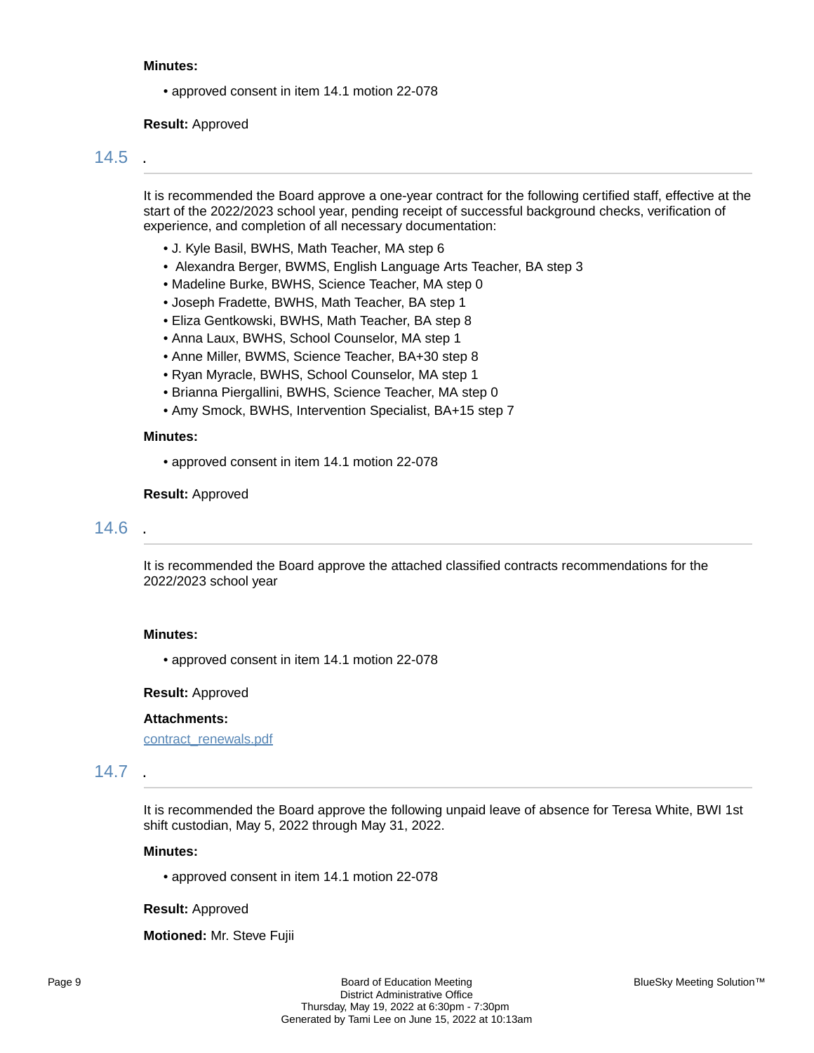**Minutes:**

- approved consent in item 14.1 motion 22-078

**Result:** Approved

## 14.5 .

It is recommended the Board approve a one-year contract for the following certified staff, effective at the start of the 2022/2023 school year, pending receipt of successful background checks, verification of experience, and completion of all necessary documentation:

- J. Kyle Basil, BWHS, Math Teacher, MA step 6
- Alexandra Berger, BWMS, English Language Arts Teacher, BA step 3
- Madeline Burke, BWHS, Science Teacher, MA step 0
- Joseph Fradette, BWHS, Math Teacher, BA step 1
- Eliza Gentkowski, BWHS, Math Teacher, BA step 8
- Anna Laux, BWHS, School Counselor, MA step 1
- Anne Miller, BWMS, Science Teacher, BA+30 step 8
- Ryan Myracle, BWHS, School Counselor, MA step 1
- Brianna Piergallini, BWHS, Science Teacher, MA step 0
- Amy Smock, BWHS, Intervention Specialist, BA+15 step 7

**Minutes:**

- approved consent in item 14.1 motion 22-078

**Result:** Approved

## 14.6 .

It is recommended the Board approve the attached classified contracts recommendations for the 2022/2023 school year

**Minutes:**

- approved consent in item 14.1 motion 22-078

**Result:** Approved

**Attachments:**

contract_renewals.pdf

## 14.7 .

It is recommended the Board approve the following unpaid leave of absence for Teresa White, BWI 1st shift custodian, May 5, 2022 through May 31, 2022.

**Minutes:**

- approved consent in item 14.1 motion 22-078

**Result:** Approved

**Motioned:** Mr. Steve Fujii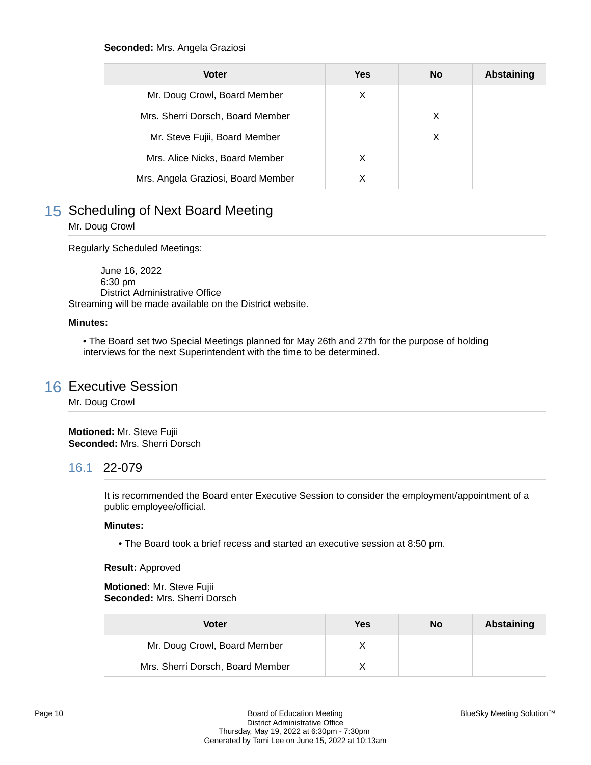**Seconded:** Mrs. Angela Graziosi

| Voter | Yes | No | Abstaining |
|---|---|---|---|
| Mr. Doug Crowl, Board Member | X | | |
| Mrs. Sherri Dorsch, Board Member | | X | |
| Mr. Steve Fujii, Board Member | | X | |
| Mrs. Alice Nicks, Board Member | X | | |
| Mrs. Angela Graziosi, Board Member | X | | |

## 15 Scheduling of Next Board Meeting

Mr. Doug Crowl

Regularly Scheduled Meetings:

June 16, 2022
6:30 pm
District Administrative Office
Streaming will be made available on the District website.

**Minutes:**

- The Board set two Special Meetings planned for May 26th and 27th for the purpose of holding interviews for the next Superintendent with the time to be determined.

## 16 Executive Session

Mr. Doug Crowl

**Motioned:** Mr. Steve Fujii
**Seconded:** Mrs. Sherri Dorsch

### 16.1 22-079

It is recommended the Board enter Executive Session to consider the employment/appointment of a public employee/official.

**Minutes:**

- The Board took a brief recess and started an executive session at 8:50 pm.

**Result:** Approved

**Motioned:** Mr. Steve Fujii
**Seconded:** Mrs. Sherri Dorsch

| Voter | Yes | No | Abstaining |
|---|---|---|---|
| Mr. Doug Crowl, Board Member | X | | |
| Mrs. Sherri Dorsch, Board Member | X | | |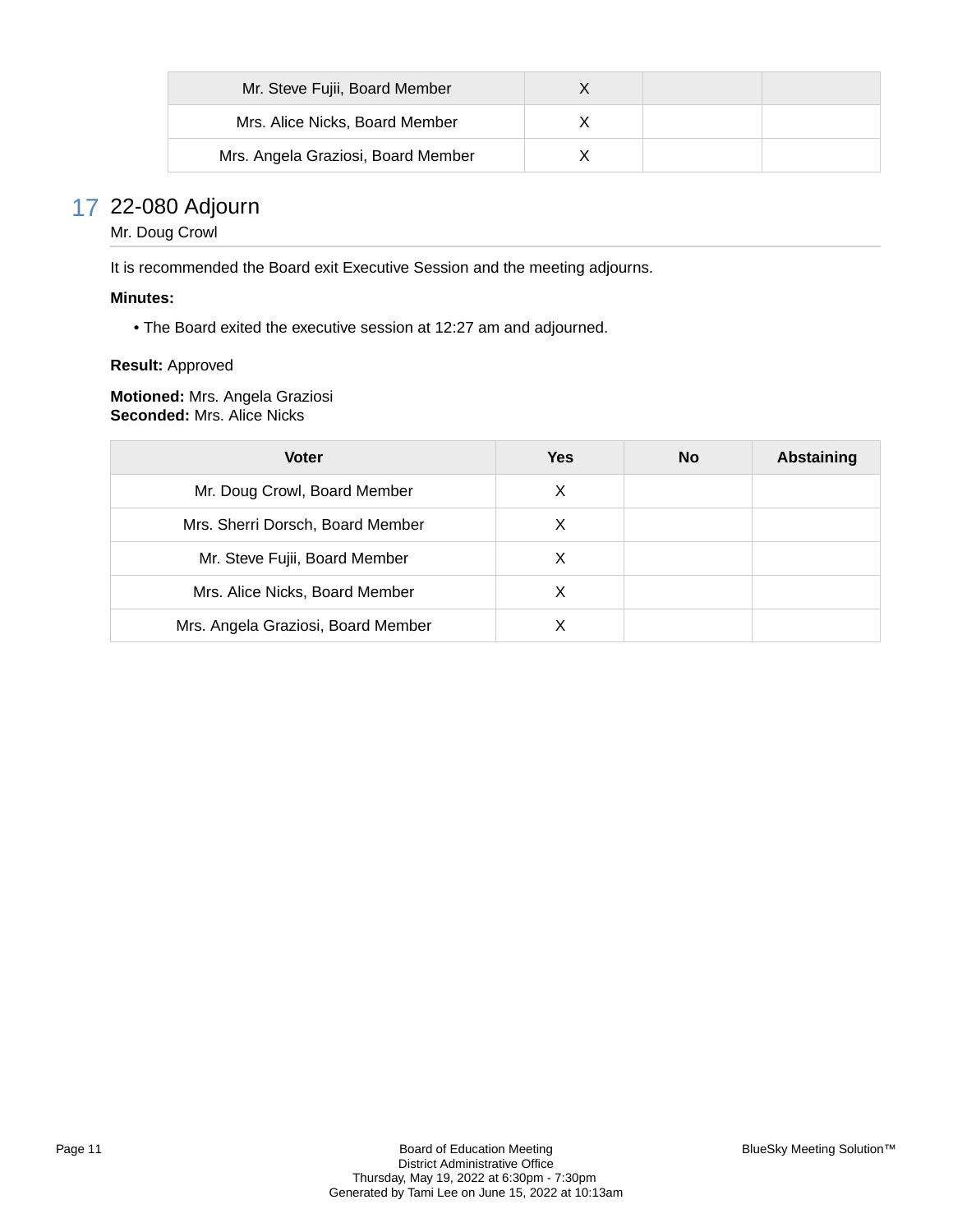| | | | |
|---|---|---|---|
| Mr. Steve Fujii, Board Member | X | | |
| Mrs. Alice Nicks, Board Member | X | | |
| Mrs. Angela Graziosi, Board Member | X | | |

## 17 22-080 Adjourn

Mr. Doug Crowl

It is recommended the Board exit Executive Session and the meeting adjourns.

**Minutes:**

- The Board exited the executive session at 12:27 am and adjourned.

**Result:** Approved

**Motioned:** Mrs. Angela Graziosi
**Seconded:** Mrs. Alice Nicks

| Voter | Yes | No | Abstaining |
|---|---|---|---|
| Mr. Doug Crowl, Board Member | X | | |
| Mrs. Sherri Dorsch, Board Member | X | | |
| Mr. Steve Fujii, Board Member | X | | |
| Mrs. Alice Nicks, Board Member | X | | |
| Mrs. Angela Graziosi, Board Member | X | | |